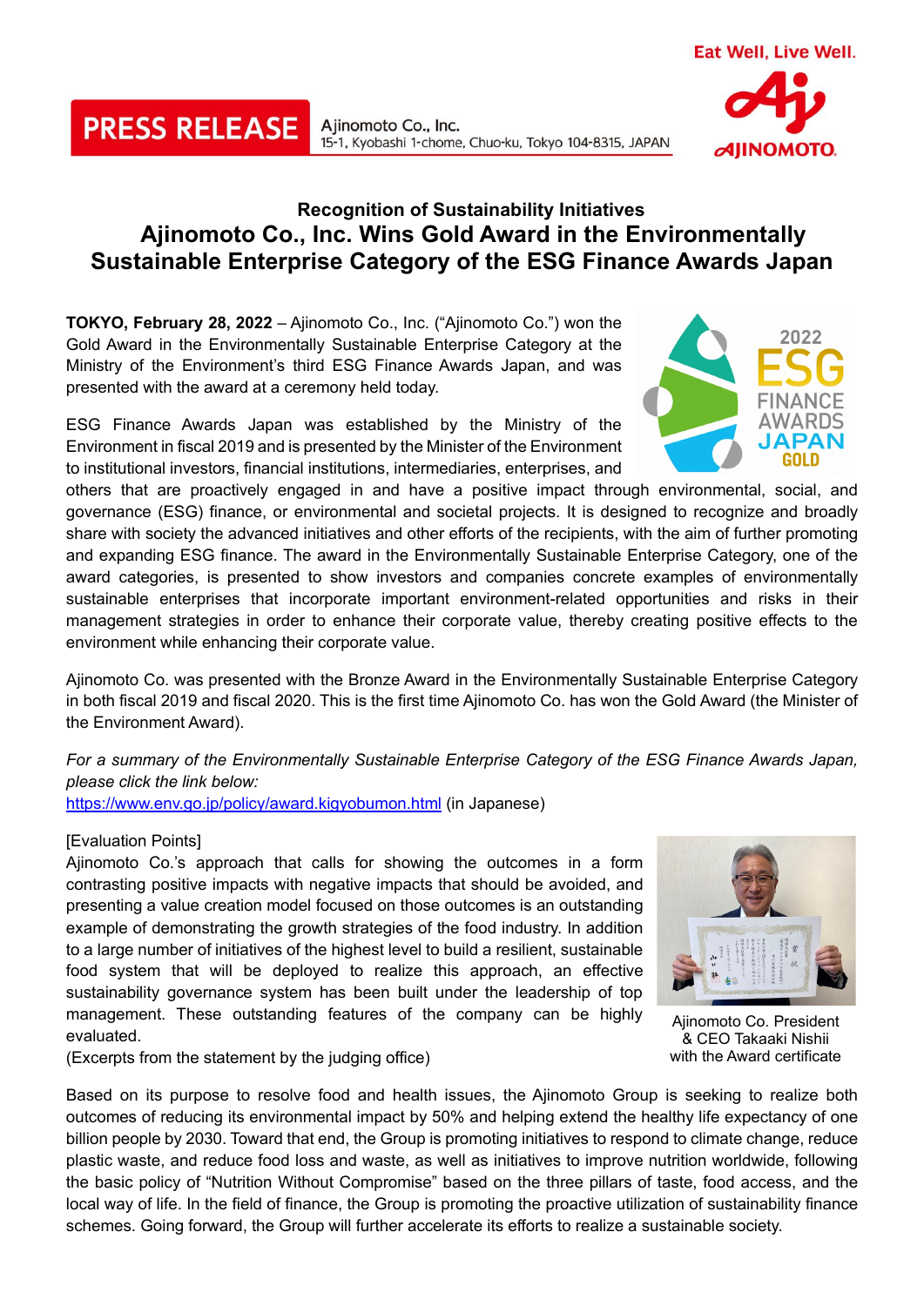PRESS RELEASE

Ajinomoto Co., Inc.
15-1, Kyobashi 1-chome, Chuo-ku, Tokyo 104-8315, JAPAN

Eat Well, Live Well.

### Recognition of Sustainability Initiatives

# Ajinomoto Co., Inc. Wins Gold Award in the Environmentally Sustainable Enterprise Category of the ESG Finance Awards Japan

**TOKYO, February 28, 2022** – Ajinomoto Co., Inc. ("Ajinomoto Co.") won the Gold Award in the Environmentally Sustainable Enterprise Category at the Ministry of the Environment's third ESG Finance Awards Japan, and was presented with the award at a ceremony held today.

ESG Finance Awards Japan was established by the Ministry of the Environment in fiscal 2019 and is presented by the Minister of the Environment to institutional investors, financial institutions, intermediaries, enterprises, and others that are proactively engaged in and have a positive impact through environmental, social, and governance (ESG) finance, or environmental and societal projects. It is designed to recognize and broadly share with society the advanced initiatives and other efforts of the recipients, with the aim of further promoting and expanding ESG finance. The award in the Environmentally Sustainable Enterprise Category, one of the award categories, is presented to show investors and companies concrete examples of environmentally sustainable enterprises that incorporate important environment-related opportunities and risks in their management strategies in order to enhance their corporate value, thereby creating positive effects to the environment while enhancing their corporate value.

Ajinomoto Co. was presented with the Bronze Award in the Environmentally Sustainable Enterprise Category in both fiscal 2019 and fiscal 2020. This is the first time Ajinomoto Co. has won the Gold Award (the Minister of the Environment Award).

*For a summary of the Environmentally Sustainable Enterprise Category of the ESG Finance Awards Japan, please click the link below:*
https://www.env.go.jp/policy/award.kigyobumon.html (in Japanese)

[Evaluation Points]
Ajinomoto Co.'s approach that calls for showing the outcomes in a form contrasting positive impacts with negative impacts that should be avoided, and presenting a value creation model focused on those outcomes is an outstanding example of demonstrating the growth strategies of the food industry. In addition to a large number of initiatives of the highest level to build a resilient, sustainable food system that will be deployed to realize this approach, an effective sustainability governance system has been built under the leadership of top management. These outstanding features of the company can be highly evaluated.
(Excerpts from the statement by the judging office)

Ajinomoto Co. President & CEO Takaaki Nishii with the Award certificate

Based on its purpose to resolve food and health issues, the Ajinomoto Group is seeking to realize both outcomes of reducing its environmental impact by 50% and helping extend the healthy life expectancy of one billion people by 2030. Toward that end, the Group is promoting initiatives to respond to climate change, reduce plastic waste, and reduce food loss and waste, as well as initiatives to improve nutrition worldwide, following the basic policy of "Nutrition Without Compromise" based on the three pillars of taste, food access, and the local way of life. In the field of finance, the Group is promoting the proactive utilization of sustainability finance schemes. Going forward, the Group will further accelerate its efforts to realize a sustainable society.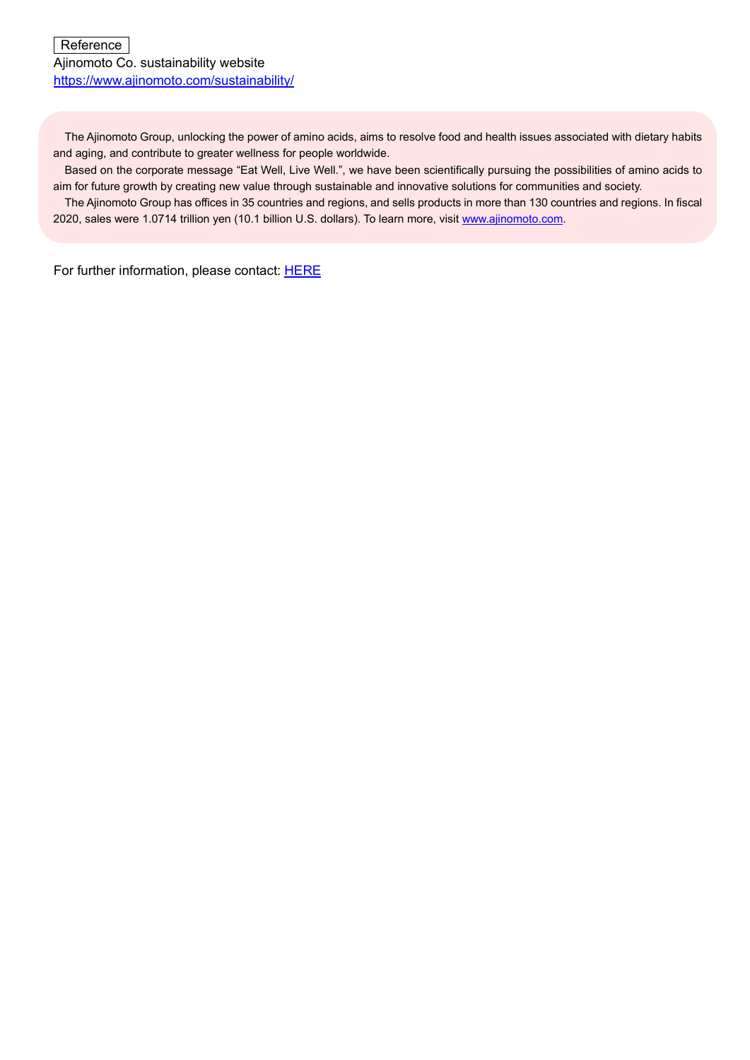Reference

Ajinomoto Co. sustainability website
https://www.ajinomoto.com/sustainability/

The Ajinomoto Group, unlocking the power of amino acids, aims to resolve food and health issues associated with dietary habits and aging, and contribute to greater wellness for people worldwide.

Based on the corporate message "Eat Well, Live Well.", we have been scientifically pursuing the possibilities of amino acids to aim for future growth by creating new value through sustainable and innovative solutions for communities and society.

The Ajinomoto Group has offices in 35 countries and regions, and sells products in more than 130 countries and regions. In fiscal 2020, sales were 1.0714 trillion yen (10.1 billion U.S. dollars). To learn more, visit www.ajinomoto.com.

For further information, please contact: HERE